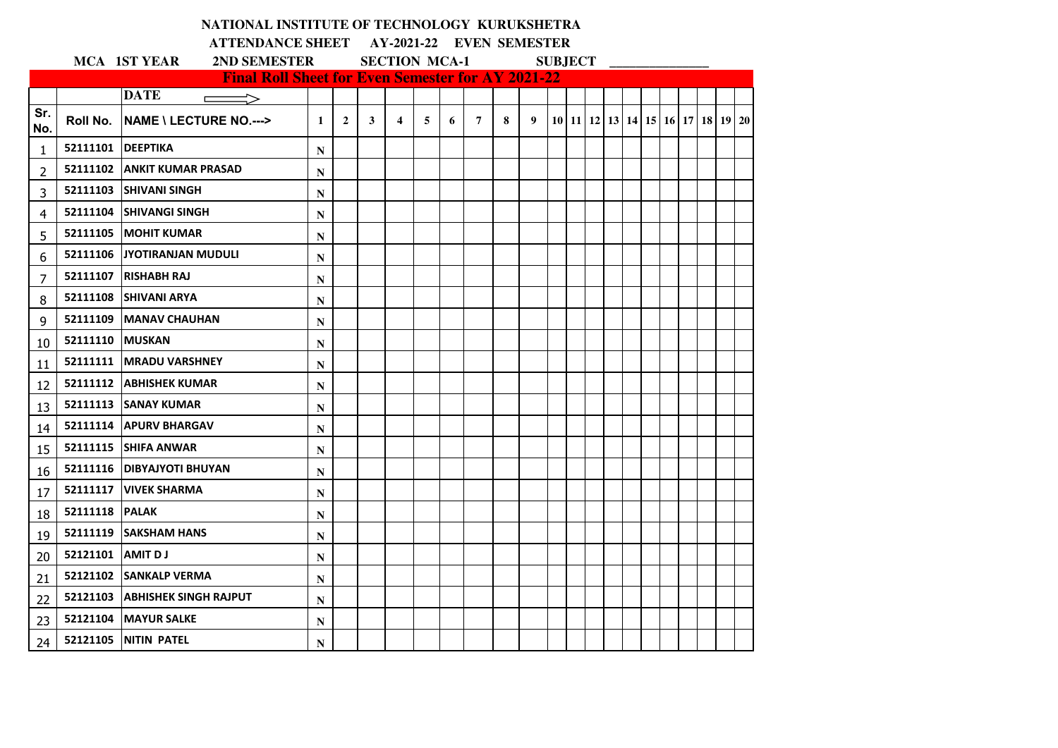**NATIONAL INSTITUTE OF TECHNOLOGY KURUKSHETRA**

**ATTENDANCE SHEET AY-2021-22 EVEN SEMESTER**

**MCA 1ST YEAR 2ND SEMESTER SECTION MCA-1 SUBJECT ______________**

**Final Roll Sheet for Even Semester for AY 2021-22**

| | | DATE ⟹ | | | | | | | | | | | | | | | | | | | | |
|---|---|---|---|---|---|---|---|---|---|---|---|---|---|---|---|---|---|---|---|---|---|---|
| Sr. No. | Roll No. | NAME \ LECTURE NO.---> | 1 | 2 | 3 | 4 | 5 | 6 | 7 | 8 | 9 | 10 | 11 | 12 | 13 | 14 | 15 | 16 | 17 | 18 | 19 | 20 |
| 1 | 52111101 | DEEPTIKA | N | | | | | | | | | | | | | | | | | | | |
| 2 | 52111102 | ANKIT KUMAR PRASAD | N | | | | | | | | | | | | | | | | | | | |
| 3 | 52111103 | SHIVANI SINGH | N | | | | | | | | | | | | | | | | | | | |
| 4 | 52111104 | SHIVANGI SINGH | N | | | | | | | | | | | | | | | | | | | |
| 5 | 52111105 | MOHIT KUMAR | N | | | | | | | | | | | | | | | | | | | |
| 6 | 52111106 | JYOTIRANJAN MUDULI | N | | | | | | | | | | | | | | | | | | | |
| 7 | 52111107 | RISHABH RAJ | N | | | | | | | | | | | | | | | | | | | |
| 8 | 52111108 | SHIVANI ARYA | N | | | | | | | | | | | | | | | | | | | |
| 9 | 52111109 | MANAV CHAUHAN | N | | | | | | | | | | | | | | | | | | | |
| 10 | 52111110 | MUSKAN | N | | | | | | | | | | | | | | | | | | | |
| 11 | 52111111 | MRADU VARSHNEY | N | | | | | | | | | | | | | | | | | | | |
| 12 | 52111112 | ABHISHEK KUMAR | N | | | | | | | | | | | | | | | | | | | |
| 13 | 52111113 | SANAY KUMAR | N | | | | | | | | | | | | | | | | | | | |
| 14 | 52111114 | APURV BHARGAV | N | | | | | | | | | | | | | | | | | | | |
| 15 | 52111115 | SHIFA ANWAR | N | | | | | | | | | | | | | | | | | | | |
| 16 | 52111116 | DIBYAJYOTI BHUYAN | N | | | | | | | | | | | | | | | | | | | |
| 17 | 52111117 | VIVEK SHARMA | N | | | | | | | | | | | | | | | | | | | |
| 18 | 52111118 | PALAK | N | | | | | | | | | | | | | | | | | | | |
| 19 | 52111119 | SAKSHAM HANS | N | | | | | | | | | | | | | | | | | | | |
| 20 | 52121101 | AMIT D J | N | | | | | | | | | | | | | | | | | | | |
| 21 | 52121102 | SANKALP VERMA | N | | | | | | | | | | | | | | | | | | | |
| 22 | 52121103 | ABHISHEK SINGH RAJPUT | N | | | | | | | | | | | | | | | | | | | |
| 23 | 52121104 | MAYUR SALKE | N | | | | | | | | | | | | | | | | | | | |
| 24 | 52121105 | NITIN PATEL | N | | | | | | | | | | | | | | | | | | | |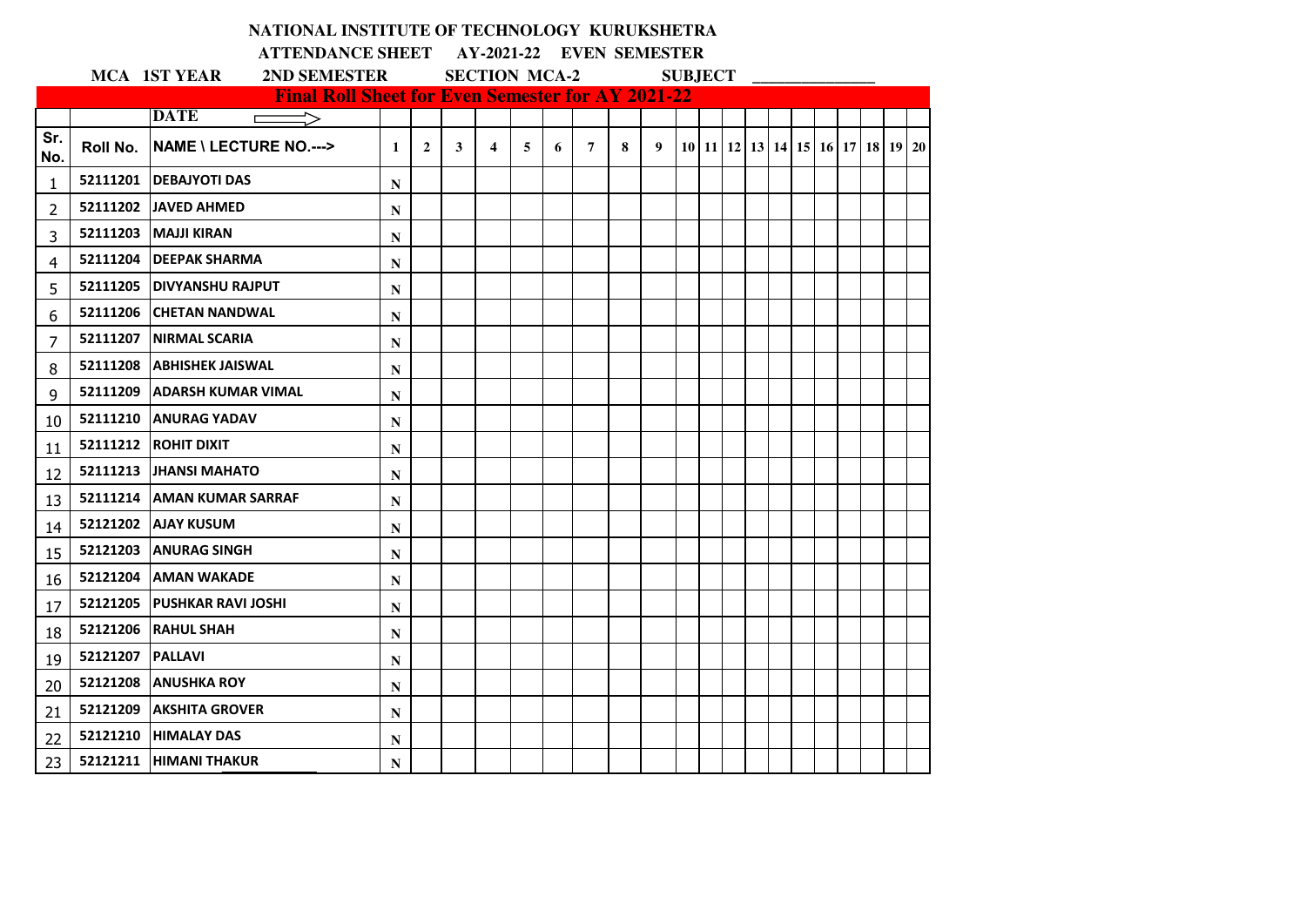**NATIONAL INSTITUTE OF TECHNOLOGY KURUKSHETRA**

**ATTENDANCE SHEET AY-2021-22 EVEN SEMESTER**

**MCA 1ST YEAR 2ND SEMESTER SECTION MCA-2 SUBJECT ______________**

**Final Roll Sheet for Even Semester for AY 2021-22**

| | | DATE ⟹ | | | | | | | | | | | | | | | | | | | |
|---|---|---|---|---|---|---|---|---|---|---|---|---|---|---|---|---|---|---|---|---|---|
| Sr. No. | Roll No. | NAME \ LECTURE NO.---> | 1 | 2 | 3 | 4 | 5 | 6 | 7 | 8 | 9 | 10 | 11 | 12 | 13 | 14 | 15 | 16 | 17 | 18 | 19 | 20 |
| 1 | 52111201 | DEBAJYOTI DAS | N | | | | | | | | | | | | | | | | | | | |
| 2 | 52111202 | JAVED AHMED | N | | | | | | | | | | | | | | | | | | | |
| 3 | 52111203 | MAJJI KIRAN | N | | | | | | | | | | | | | | | | | | | |
| 4 | 52111204 | DEEPAK SHARMA | N | | | | | | | | | | | | | | | | | | | |
| 5 | 52111205 | DIVYANSHU RAJPUT | N | | | | | | | | | | | | | | | | | | | |
| 6 | 52111206 | CHETAN NANDWAL | N | | | | | | | | | | | | | | | | | | | |
| 7 | 52111207 | NIRMAL SCARIA | N | | | | | | | | | | | | | | | | | | | |
| 8 | 52111208 | ABHISHEK JAISWAL | N | | | | | | | | | | | | | | | | | | | |
| 9 | 52111209 | ADARSH KUMAR VIMAL | N | | | | | | | | | | | | | | | | | | | |
| 10 | 52111210 | ANURAG YADAV | N | | | | | | | | | | | | | | | | | | | |
| 11 | 52111212 | ROHIT DIXIT | N | | | | | | | | | | | | | | | | | | | |
| 12 | 52111213 | JHANSI MAHATO | N | | | | | | | | | | | | | | | | | | | |
| 13 | 52111214 | AMAN KUMAR SARRAF | N | | | | | | | | | | | | | | | | | | | |
| 14 | 52121202 | AJAY KUSUM | N | | | | | | | | | | | | | | | | | | | |
| 15 | 52121203 | ANURAG SINGH | N | | | | | | | | | | | | | | | | | | | |
| 16 | 52121204 | AMAN WAKADE | N | | | | | | | | | | | | | | | | | | | |
| 17 | 52121205 | PUSHKAR RAVI JOSHI | N | | | | | | | | | | | | | | | | | | | |
| 18 | 52121206 | RAHUL SHAH | N | | | | | | | | | | | | | | | | | | | |
| 19 | 52121207 | PALLAVI | N | | | | | | | | | | | | | | | | | | | |
| 20 | 52121208 | ANUSHKA ROY | N | | | | | | | | | | | | | | | | | | | |
| 21 | 52121209 | AKSHITA GROVER | N | | | | | | | | | | | | | | | | | | | |
| 22 | 52121210 | HIMALAY DAS | N | | | | | | | | | | | | | | | | | | | |
| 23 | 52121211 | HIMANI THAKUR | N | | | | | | | | | | | | | | | | | | | |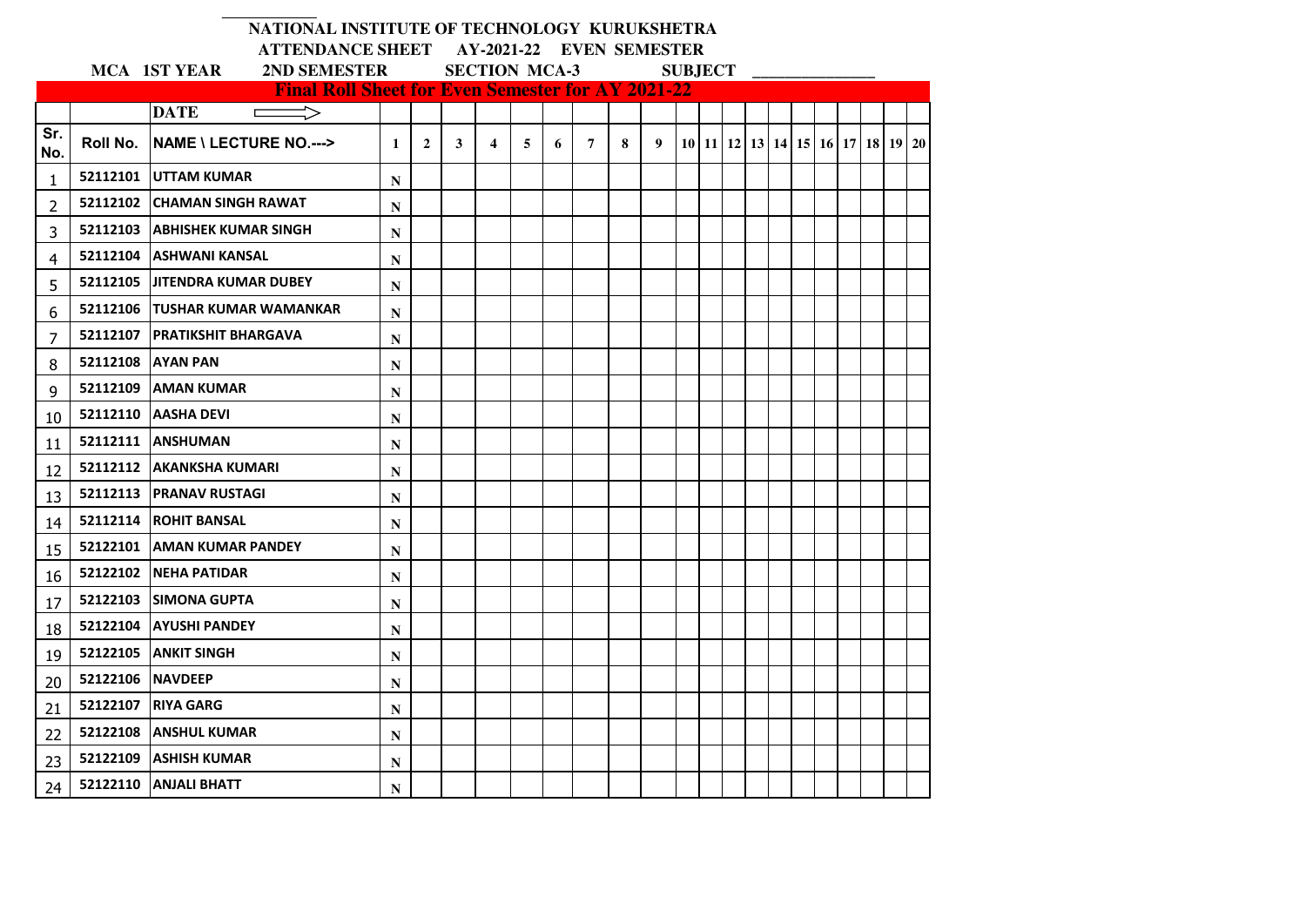**NATIONAL INSTITUTE OF TECHNOLOGY KURUKSHETRA**

**ATTENDANCE SHEET AY-2021-22 EVEN SEMESTER**

**MCA 1ST YEAR 2ND SEMESTER SECTION MCA-3 SUBJECT \_\_\_\_\_\_\_\_\_\_\_\_\_\_**

**Final Roll Sheet for Even Semester for AY 2021-22**

| | | DATE ⟹ | | | | | | | | | | | | | | | | | | | | |
|---|---|---|---|---|---|---|---|---|---|---|---|---|---|---|---|---|---|---|---|---|---|---|
| Sr. No. | Roll No. | NAME \ LECTURE NO.---> | 1 | 2 | 3 | 4 | 5 | 6 | 7 | 8 | 9 | 10 | 11 | 12 | 13 | 14 | 15 | 16 | 17 | 18 | 19 | 20 |
| 1 | 52112101 | UTTAM KUMAR | N | | | | | | | | | | | | | | | | | | | |
| 2 | 52112102 | CHAMAN SINGH RAWAT | N | | | | | | | | | | | | | | | | | | | |
| 3 | 52112103 | ABHISHEK KUMAR SINGH | N | | | | | | | | | | | | | | | | | | | |
| 4 | 52112104 | ASHWANI KANSAL | N | | | | | | | | | | | | | | | | | | | |
| 5 | 52112105 | JITENDRA KUMAR DUBEY | N | | | | | | | | | | | | | | | | | | | |
| 6 | 52112106 | TUSHAR KUMAR WAMANKAR | N | | | | | | | | | | | | | | | | | | | |
| 7 | 52112107 | PRATIKSHIT BHARGAVA | N | | | | | | | | | | | | | | | | | | | |
| 8 | 52112108 | AYAN PAN | N | | | | | | | | | | | | | | | | | | | |
| 9 | 52112109 | AMAN KUMAR | N | | | | | | | | | | | | | | | | | | | |
| 10 | 52112110 | AASHA DEVI | N | | | | | | | | | | | | | | | | | | | |
| 11 | 52112111 | ANSHUMAN | N | | | | | | | | | | | | | | | | | | | |
| 12 | 52112112 | AKANKSHA KUMARI | N | | | | | | | | | | | | | | | | | | | |
| 13 | 52112113 | PRANAV RUSTAGI | N | | | | | | | | | | | | | | | | | | | |
| 14 | 52112114 | ROHIT BANSAL | N | | | | | | | | | | | | | | | | | | | |
| 15 | 52122101 | AMAN KUMAR PANDEY | N | | | | | | | | | | | | | | | | | | | |
| 16 | 52122102 | NEHA PATIDAR | N | | | | | | | | | | | | | | | | | | | |
| 17 | 52122103 | SIMONA GUPTA | N | | | | | | | | | | | | | | | | | | | |
| 18 | 52122104 | AYUSHI PANDEY | N | | | | | | | | | | | | | | | | | | | |
| 19 | 52122105 | ANKIT SINGH | N | | | | | | | | | | | | | | | | | | | |
| 20 | 52122106 | NAVDEEP | N | | | | | | | | | | | | | | | | | | | |
| 21 | 52122107 | RIYA GARG | N | | | | | | | | | | | | | | | | | | | |
| 22 | 52122108 | ANSHUL KUMAR | N | | | | | | | | | | | | | | | | | | | |
| 23 | 52122109 | ASHISH KUMAR | N | | | | | | | | | | | | | | | | | | | |
| 24 | 52122110 | ANJALI BHATT | N | | | | | | | | | | | | | | | | | | | |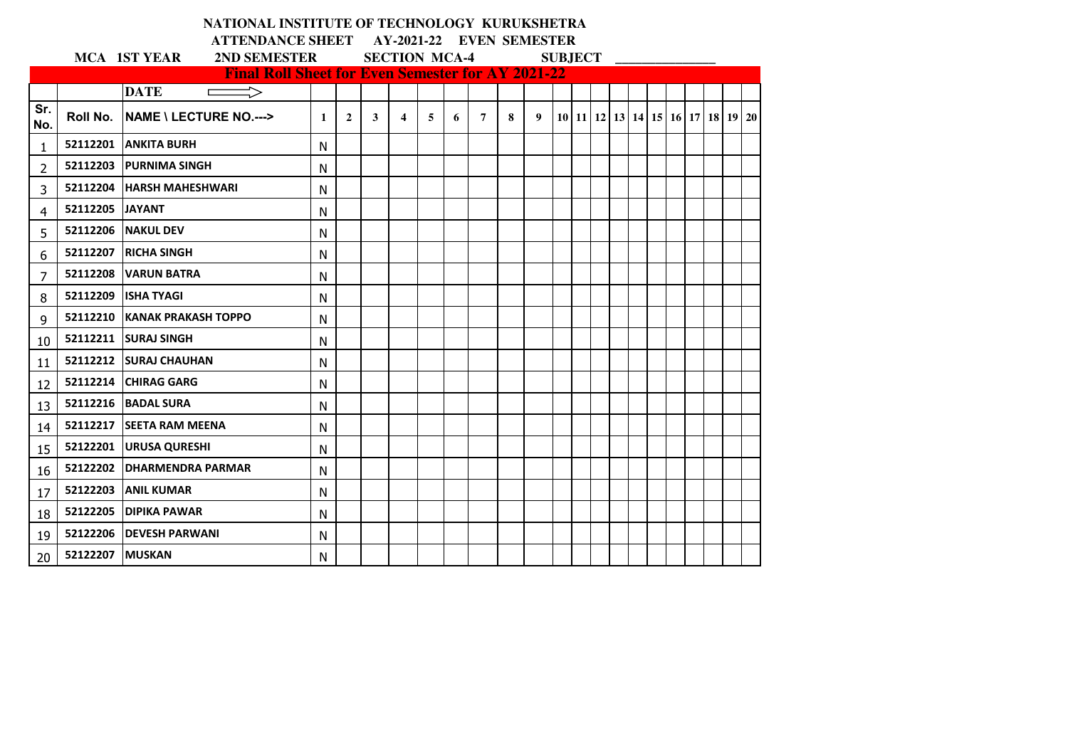**NATIONAL INSTITUTE OF TECHNOLOGY KURUKSHETRA**

**ATTENDANCE SHEET AY-2021-22 EVEN SEMESTER**

**MCA 1ST YEAR 2ND SEMESTER SECTION MCA-4 SUBJECT \_\_\_\_\_\_\_\_\_\_\_\_\_\_\_**

**Final Roll Sheet for Even Semester for AY 2021-22**

| | | DATE ⟹ | | | | | | | | | | | | | | | | | | | | |
|---|---|---|---|---|---|---|---|---|---|---|---|---|---|---|---|---|---|---|---|---|---|---|
| Sr. No. | Roll No. | NAME \ LECTURE NO.---> | 1 | 2 | 3 | 4 | 5 | 6 | 7 | 8 | 9 | 10 | 11 | 12 | 13 | 14 | 15 | 16 | 17 | 18 | 19 | 20 |
| 1 | 52112201 | ANKITA BURH | N | | | | | | | | | | | | | | | | | | | |
| 2 | 52112203 | PURNIMA SINGH | N | | | | | | | | | | | | | | | | | | | |
| 3 | 52112204 | HARSH MAHESHWARI | N | | | | | | | | | | | | | | | | | | | |
| 4 | 52112205 | JAYANT | N | | | | | | | | | | | | | | | | | | | |
| 5 | 52112206 | NAKUL DEV | N | | | | | | | | | | | | | | | | | | | |
| 6 | 52112207 | RICHA SINGH | N | | | | | | | | | | | | | | | | | | | |
| 7 | 52112208 | VARUN BATRA | N | | | | | | | | | | | | | | | | | | | |
| 8 | 52112209 | ISHA TYAGI | N | | | | | | | | | | | | | | | | | | | |
| 9 | 52112210 | KANAK PRAKASH TOPPO | N | | | | | | | | | | | | | | | | | | | |
| 10 | 52112211 | SURAJ SINGH | N | | | | | | | | | | | | | | | | | | | |
| 11 | 52112212 | SURAJ CHAUHAN | N | | | | | | | | | | | | | | | | | | | |
| 12 | 52112214 | CHIRAG GARG | N | | | | | | | | | | | | | | | | | | | |
| 13 | 52112216 | BADAL SURA | N | | | | | | | | | | | | | | | | | | | |
| 14 | 52112217 | SEETA RAM MEENA | N | | | | | | | | | | | | | | | | | | | |
| 15 | 52122201 | URUSA QURESHI | N | | | | | | | | | | | | | | | | | | | |
| 16 | 52122202 | DHARMENDRA PARMAR | N | | | | | | | | | | | | | | | | | | | |
| 17 | 52122203 | ANIL KUMAR | N | | | | | | | | | | | | | | | | | | | |
| 18 | 52122205 | DIPIKA PAWAR | N | | | | | | | | | | | | | | | | | | | |
| 19 | 52122206 | DEVESH PARWANI | N | | | | | | | | | | | | | | | | | | | |
| 20 | 52122207 | MUSKAN | N | | | | | | | | | | | | | | | | | | | |